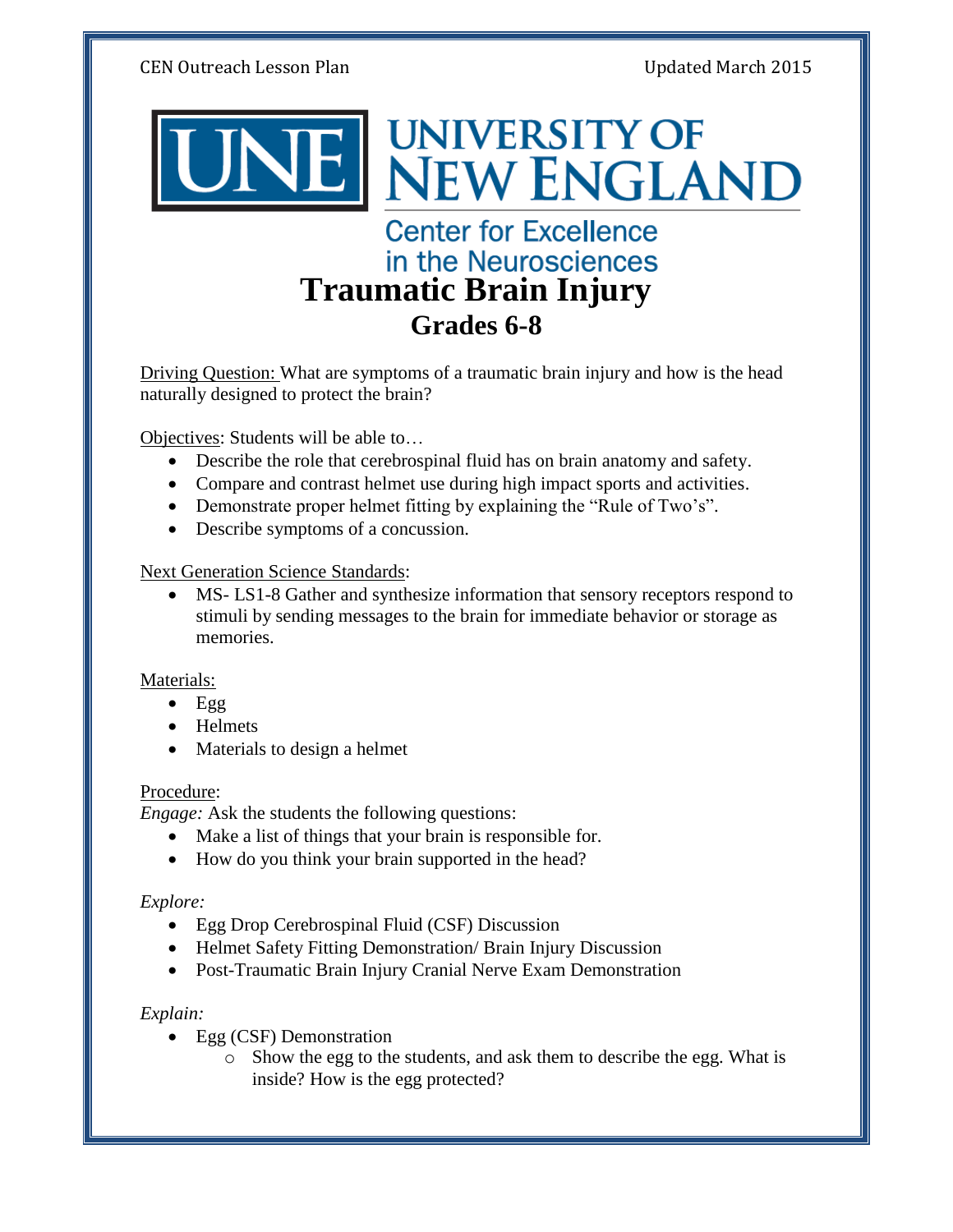CEN Outreach Lesson Plan

Updated March 2015

UNE UNIVERSITY OF NEW ENGLAND

Center for Excellence in the Neurosciences

# Traumatic Brain Injury

## Grades 6-8

Driving Question: What are symptoms of a traumatic brain injury and how is the head naturally designed to protect the brain?

Objectives: Students will be able to…

- Describe the role that cerebrospinal fluid has on brain anatomy and safety.
- Compare and contrast helmet use during high impact sports and activities.
- Demonstrate proper helmet fitting by explaining the "Rule of Two's".
- Describe symptoms of a concussion.

Next Generation Science Standards:

- MS- LS1-8 Gather and synthesize information that sensory receptors respond to stimuli by sending messages to the brain for immediate behavior or storage as memories.

Materials:

- Egg
- Helmets
- Materials to design a helmet

Procedure:

*Engage:* Ask the students the following questions:

- Make a list of things that your brain is responsible for.
- How do you think your brain supported in the head?

*Explore:*

- Egg Drop Cerebrospinal Fluid (CSF) Discussion
- Helmet Safety Fitting Demonstration/ Brain Injury Discussion
- Post-Traumatic Brain Injury Cranial Nerve Exam Demonstration

*Explain:*

- Egg (CSF) Demonstration
  - Show the egg to the students, and ask them to describe the egg. What is inside? How is the egg protected?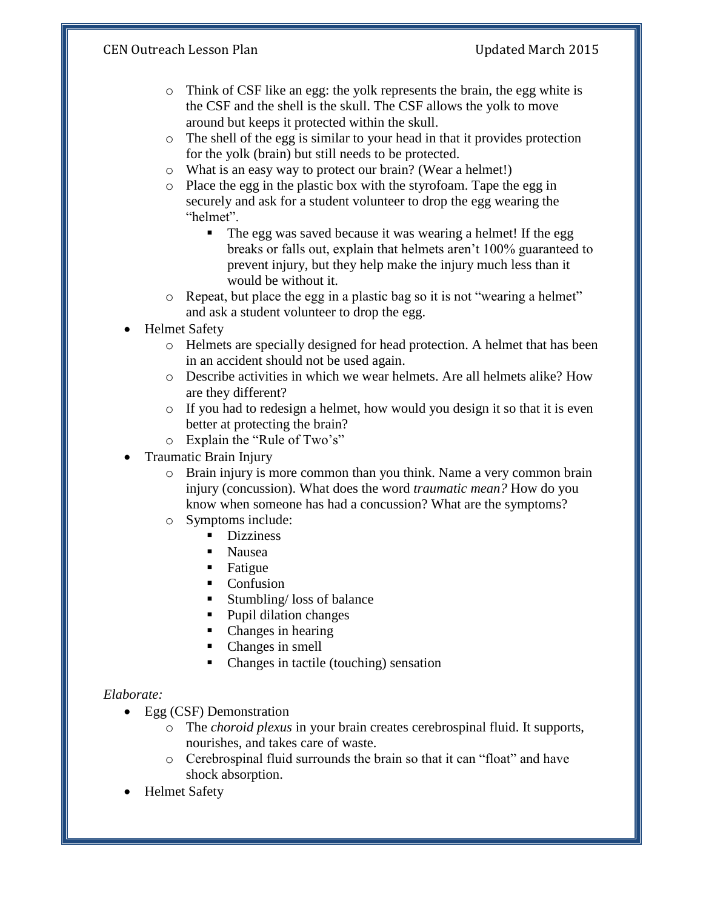- Think of CSF like an egg: the yolk represents the brain, the egg white is the CSF and the shell is the skull. The CSF allows the yolk to move around but keeps it protected within the skull.
  - The shell of the egg is similar to your head in that it provides protection for the yolk (brain) but still needs to be protected.
  - What is an easy way to protect our brain? (Wear a helmet!)
  - Place the egg in the plastic box with the styrofoam. Tape the egg in securely and ask for a student volunteer to drop the egg wearing the "helmet".
    - The egg was saved because it was wearing a helmet! If the egg breaks or falls out, explain that helmets aren't 100% guaranteed to prevent injury, but they help make the injury much less than it would be without it.
  - Repeat, but place the egg in a plastic bag so it is not "wearing a helmet" and ask a student volunteer to drop the egg.
- Helmet Safety
  - Helmets are specially designed for head protection. A helmet that has been in an accident should not be used again.
  - Describe activities in which we wear helmets. Are all helmets alike? How are they different?
  - If you had to redesign a helmet, how would you design it so that it is even better at protecting the brain?
  - Explain the "Rule of Two's"
- Traumatic Brain Injury
  - Brain injury is more common than you think. Name a very common brain injury (concussion). What does the word *traumatic mean?* How do you know when someone has had a concussion? What are the symptoms?
  - Symptoms include:
    - Dizziness
    - Nausea
    - Fatigue
    - Confusion
    - Stumbling/ loss of balance
    - Pupil dilation changes
    - Changes in hearing
    - Changes in smell
    - Changes in tactile (touching) sensation

*Elaborate:*

- Egg (CSF) Demonstration
  - The *choroid plexus* in your brain creates cerebrospinal fluid. It supports, nourishes, and takes care of waste.
  - Cerebrospinal fluid surrounds the brain so that it can "float" and have shock absorption.
- Helmet Safety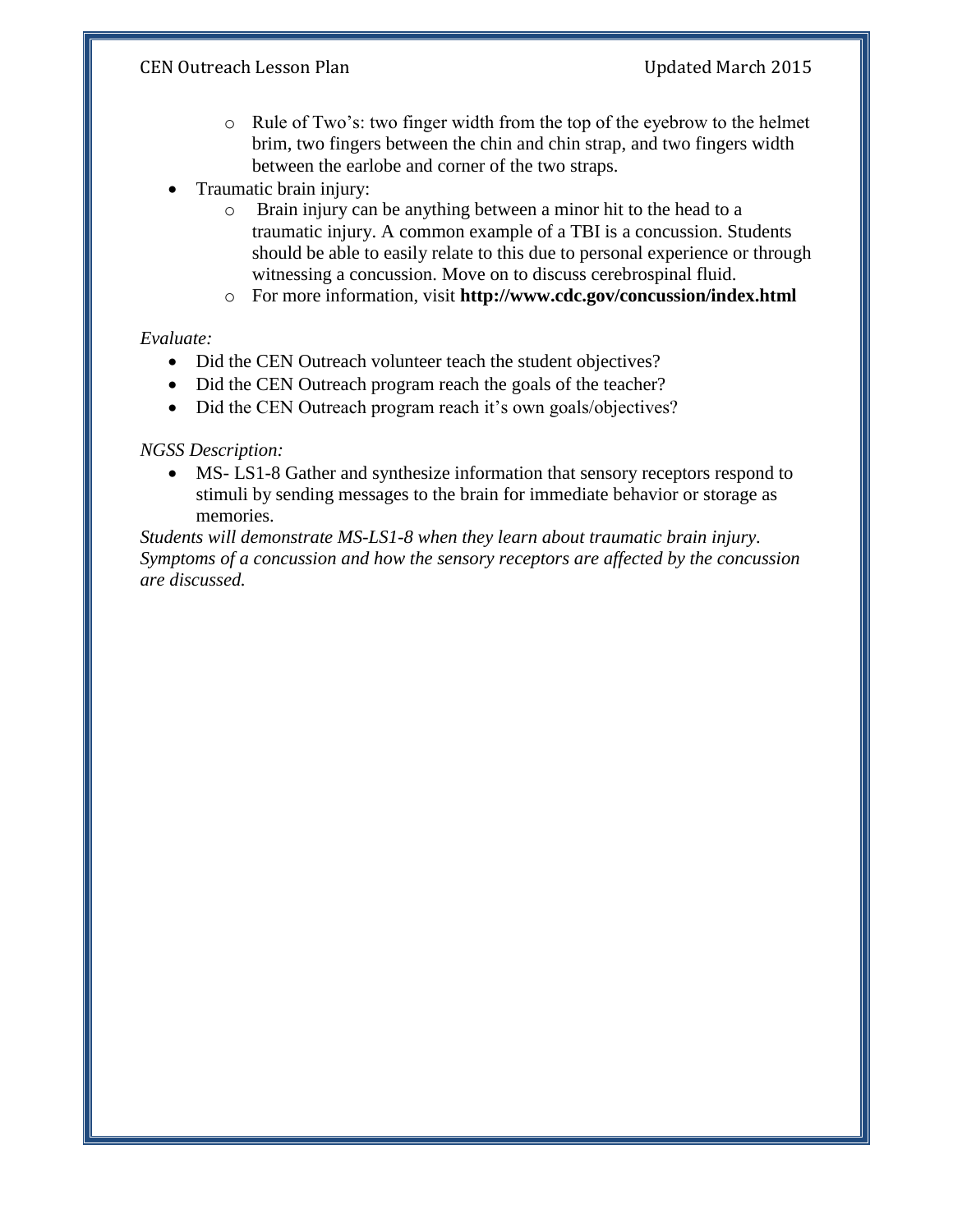- Rule of Two's: two finger width from the top of the eyebrow to the helmet brim, two fingers between the chin and chin strap, and two fingers width between the earlobe and corner of the two straps.
- Traumatic brain injury:
  - Brain injury can be anything between a minor hit to the head to a traumatic injury. A common example of a TBI is a concussion. Students should be able to easily relate to this due to personal experience or through witnessing a concussion. Move on to discuss cerebrospinal fluid.
  - For more information, visit **http://www.cdc.gov/concussion/index.html**

*Evaluate:*

- Did the CEN Outreach volunteer teach the student objectives?
- Did the CEN Outreach program reach the goals of the teacher?
- Did the CEN Outreach program reach it's own goals/objectives?

*NGSS Description:*

- MS- LS1-8 Gather and synthesize information that sensory receptors respond to stimuli by sending messages to the brain for immediate behavior or storage as memories.

*Students will demonstrate MS-LS1-8 when they learn about traumatic brain injury. Symptoms of a concussion and how the sensory receptors are affected by the concussion are discussed.*